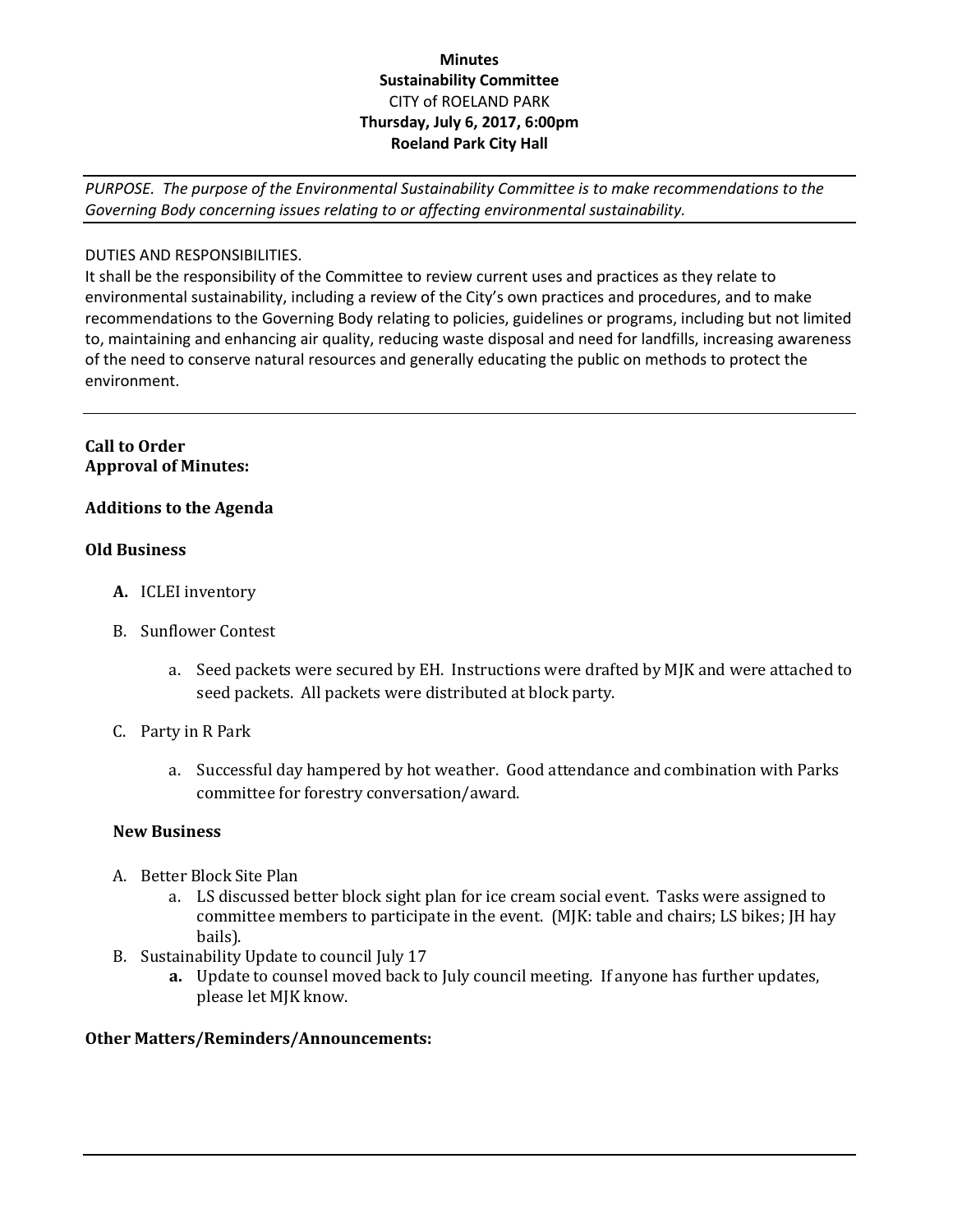**Minutes**
**Sustainability Committee**
CITY of ROELAND PARK
**Thursday, July 6, 2017, 6:00pm**
**Roeland Park City Hall**

---

*PURPOSE. The purpose of the Environmental Sustainability Committee is to make recommendations to the Governing Body concerning issues relating to or affecting environmental sustainability.*

---

DUTIES AND RESPONSIBILITIES.

It shall be the responsibility of the Committee to review current uses and practices as they relate to environmental sustainability, including a review of the City's own practices and procedures, and to make recommendations to the Governing Body relating to policies, guidelines or programs, including but not limited to, maintaining and enhancing air quality, reducing waste disposal and need for landfills, increasing awareness of the need to conserve natural resources and generally educating the public on methods to protect the environment.

---

**Call to Order**
**Approval of Minutes:**

**Additions to the Agenda**

**Old Business**

- **A.** ICLEI inventory
- B. Sunflower Contest
  - a. Seed packets were secured by EH. Instructions were drafted by MJK and were attached to seed packets. All packets were distributed at block party.
- C. Party in R Park
  - a. Successful day hampered by hot weather. Good attendance and combination with Parks committee for forestry conversation/award.

**New Business**

- A. Better Block Site Plan
  - a. LS discussed better block sight plan for ice cream social event. Tasks were assigned to committee members to participate in the event. (MJK: table and chairs; LS bikes; JH hay bails).
- B. Sustainability Update to council July 17
  - **a.** Update to counsel moved back to July council meeting. If anyone has further updates, please let MJK know.

**Other Matters/Reminders/Announcements:**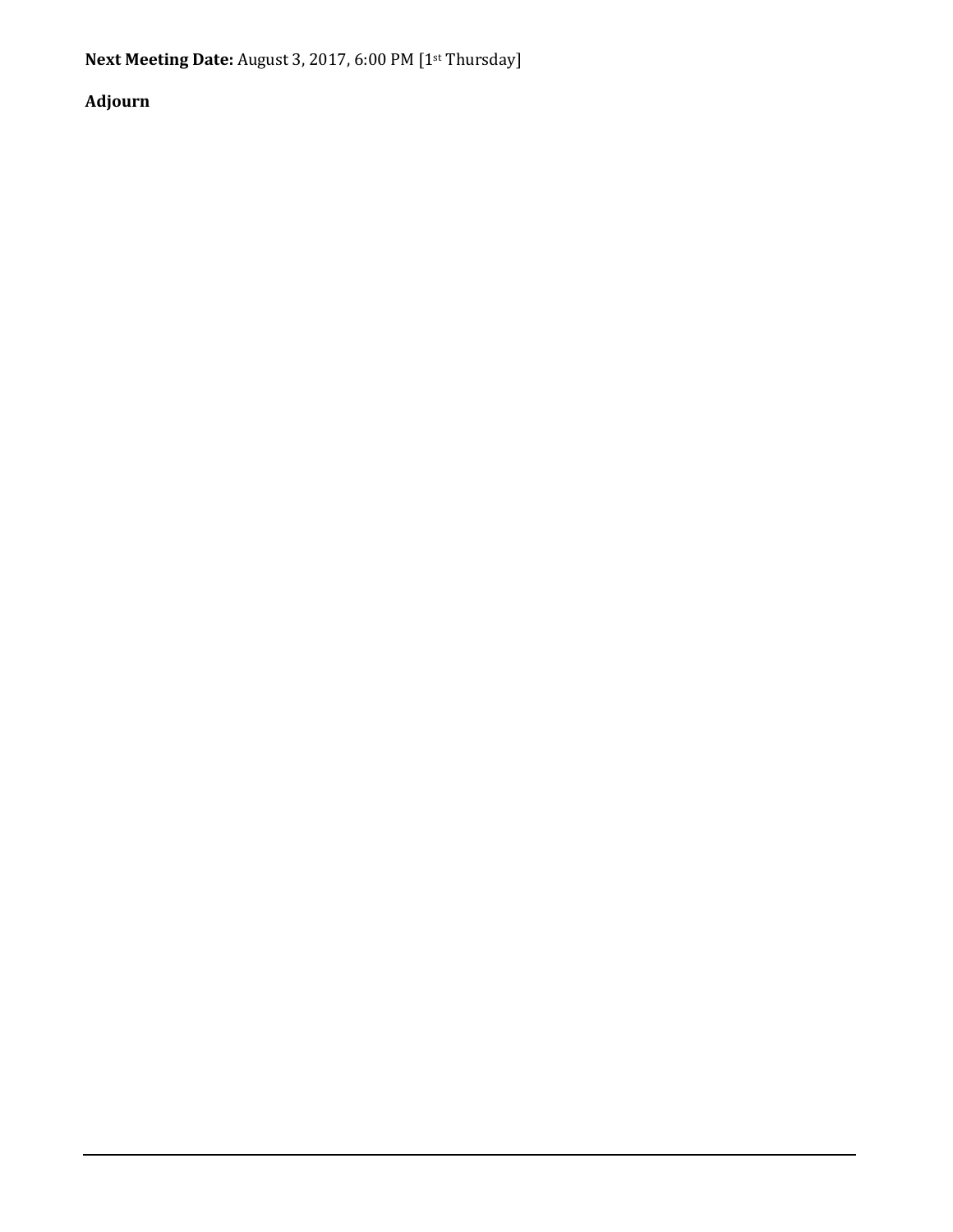**Next Meeting Date:** August 3, 2017, 6:00 PM [1st Thursday]

**Adjourn**